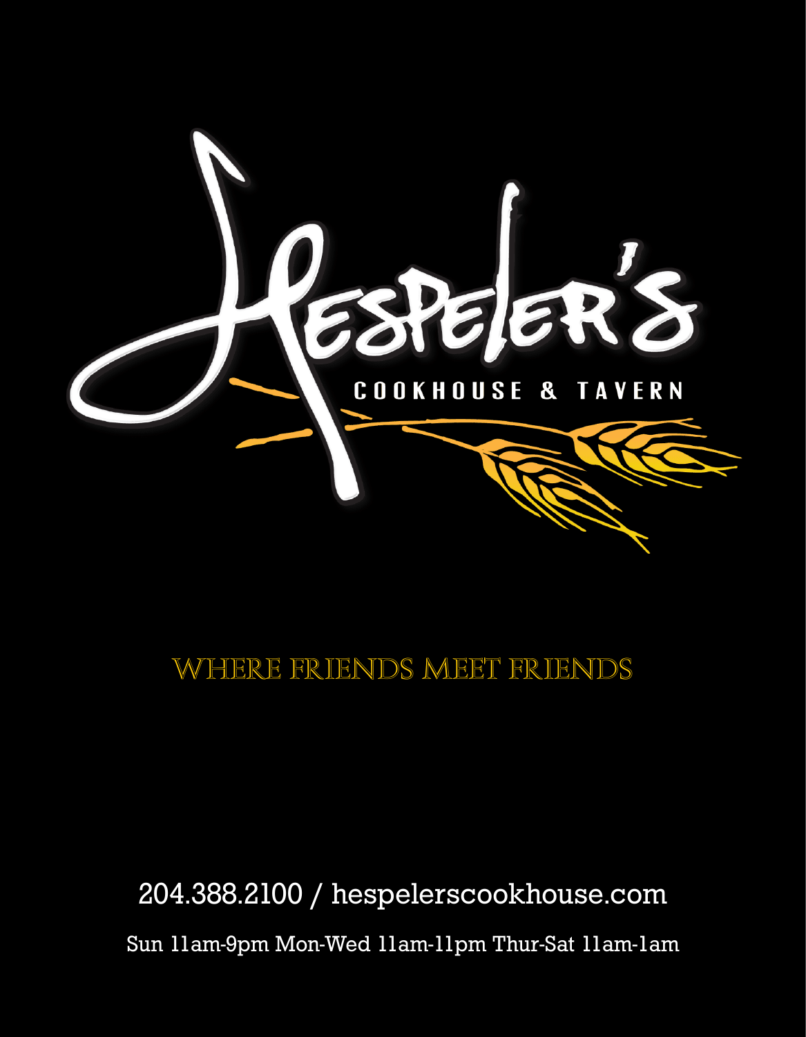# Hespeler's

## COOKHOUSE & TAVERN

WHERE FRIENDS MEET FRIENDS

204.388.2100 / hespelerscookhouse.com

Sun 11am-9pm Mon-Wed 11am-11pm Thur-Sat 11am-1am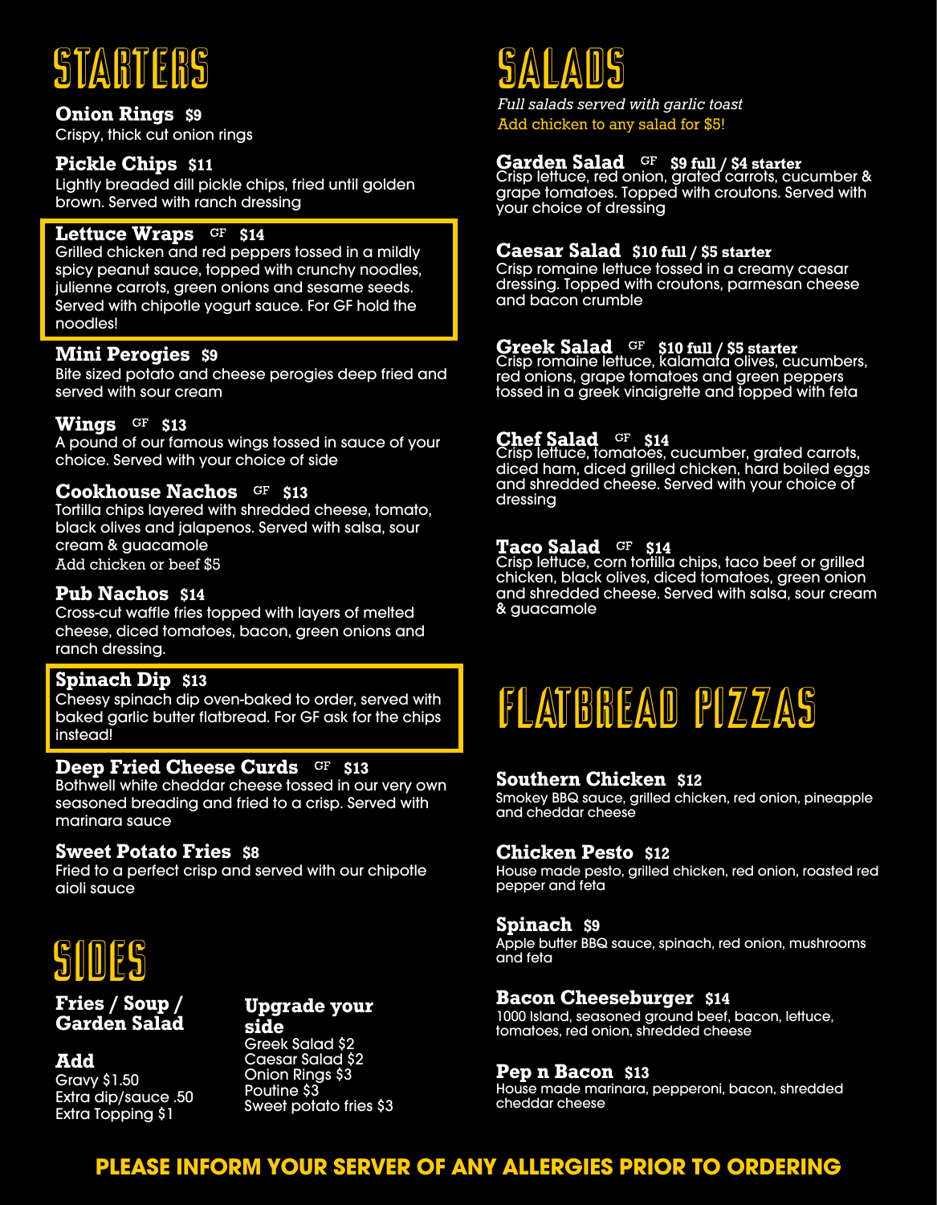# STARTERS

**Onion Rings** **$9**
Crispy, thick cut onion rings

**Pickle Chips** **$11**
Lightly breaded dill pickle chips, fried until golden brown. Served with ranch dressing

**Lettuce Wraps** GF **$14**
Grilled chicken and red peppers tossed in a mildly spicy peanut sauce, topped with crunchy noodles, julienne carrots, green onions and sesame seeds. Served with chipotle yogurt sauce. For GF hold the noodles!

**Mini Perogies** **$9**
Bite sized potato and cheese perogies deep fried and served with sour cream

**Wings** GF **$13**
A pound of our famous wings tossed in sauce of your choice. Served with your choice of side

**Cookhouse Nachos** GF **$13**
Tortilla chips layered with shredded cheese, tomato, black olives and jalapenos. Served with salsa, sour cream & guacamole
Add chicken or beef $5

**Pub Nachos** **$14**
Cross-cut waffle fries topped with layers of melted cheese, diced tomatoes, bacon, green onions and ranch dressing.

**Spinach Dip** **$13**
Cheesy spinach dip oven-baked to order, served with baked garlic butter flatbread. For GF ask for the chips instead!

**Deep Fried Cheese Curds** GF **$13**
Bothwell white cheddar cheese tossed in our very own seasoned breading and fried to a crisp. Served with marinara sauce

**Sweet Potato Fries** **$8**
Fried to a perfect crisp and served with our chipotle aioli sauce

# SIDES

**Fries / Soup / Garden Salad**

**Add**
Gravy $1.50
Extra dip/sauce .50
Extra Topping $1

**Upgrade your side**
Greek Salad $2
Caesar Salad $2
Onion Rings $3
Poutine $3
Sweet potato fries $3

# SALADS

*Full salads served with garlic toast*
Add chicken to any salad for $5!

**Garden Salad** GF **$9 full / $4 starter**
Crisp lettuce, red onion, grated carrots, cucumber & grape tomatoes. Topped with croutons. Served with your choice of dressing

**Caesar Salad** **$10 full / $5 starter**
Crisp romaine lettuce tossed in a creamy caesar dressing. Topped with croutons, parmesan cheese and bacon crumble

**Greek Salad** GF **$10 full / $5 starter**
Crisp romaine lettuce, kalamata olives, cucumbers, red onions, grape tomatoes and green peppers tossed in a greek vinaigrette and topped with feta

**Chef Salad** GF **$14**
Crisp lettuce, tomatoes, cucumber, grated carrots, diced ham, diced grilled chicken, hard boiled eggs and shredded cheese. Served with your choice of dressing

**Taco Salad** GF **$14**
Crisp lettuce, corn tortilla chips, taco beef or grilled chicken, black olives, diced tomatoes, green onion and shredded cheese. Served with salsa, sour cream & guacamole

# FLATBREAD PIZZAS

**Southern Chicken** **$12**
Smokey BBQ sauce, grilled chicken, red onion, pineapple and cheddar cheese

**Chicken Pesto** **$12**
House made pesto, grilled chicken, red onion, roasted red pepper and feta

**Spinach** **$9**
Apple butter BBQ sauce, spinach, red onion, mushrooms and feta

**Bacon Cheeseburger** **$14**
1000 Island, seasoned ground beef, bacon, lettuce, tomatoes, red onion, shredded cheese

**Pep n Bacon** **$13**
House made marinara, pepperoni, bacon, shredded cheddar cheese

**PLEASE INFORM YOUR SERVER OF ANY ALLERGIES PRIOR TO ORDERING**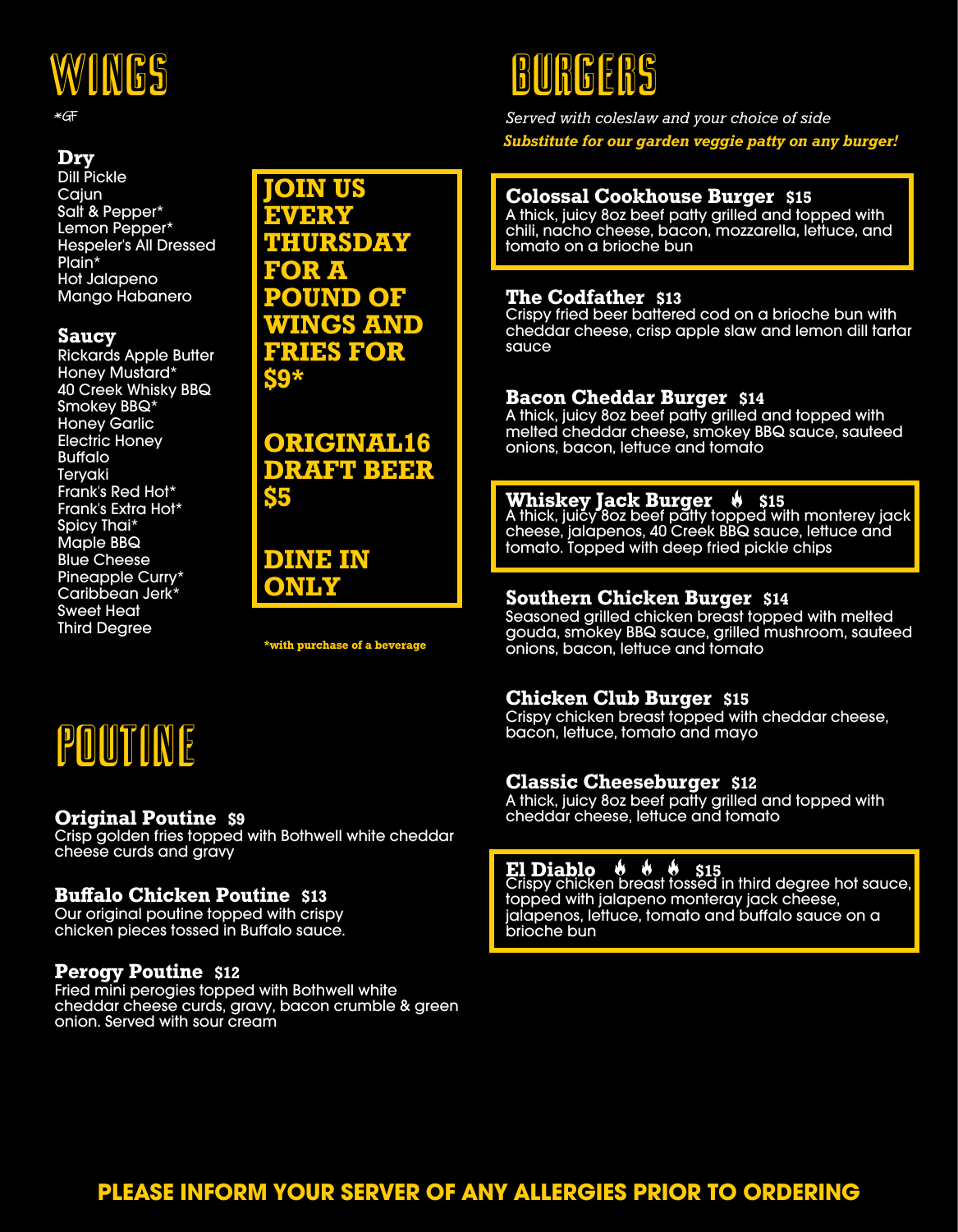# WINGS

*GF

**Dry**

Dill Pickle
Cajun
Salt & Pepper*
Lemon Pepper*
Hespeler's All Dressed
Plain*
Hot Jalapeno
Mango Habanero

**Saucy**

Rickards Apple Butter
Honey Mustard*
40 Creek Whisky BBQ
Smokey BBQ*
Honey Garlic
Electric Honey
Buffalo
Teryaki
Frank's Red Hot*
Frank's Extra Hot*
Spicy Thai*
Maple BBQ
Blue Cheese
Pineapple Curry*
Caribbean Jerk*
Sweet Heat
Third Degree

**JOIN US EVERY THURSDAY FOR A POUND OF WINGS AND FRIES FOR $9***

**ORIGINAL16 DRAFT BEER $5**

**DINE IN ONLY**

*with purchase of a beverage

# POUTINE

**Original Poutine** $9
Crisp golden fries topped with Bothwell white cheddar cheese curds and gravy

**Buffalo Chicken Poutine** $13
Our original poutine topped with crispy chicken pieces tossed in Buffalo sauce.

**Perogy Poutine** $12
Fried mini perogies topped with Bothwell white cheddar cheese curds, gravy, bacon crumble & green onion. Served with sour cream

# BURGERS

*Served with coleslaw and your choice of side*

***Substitute for our garden veggie patty on any burger!***

**Colossal Cookhouse Burger** $15
A thick, juicy 8oz beef patty grilled and topped with chili, nacho cheese, bacon, mozzarella, lettuce, and tomato on a brioche bun

**The Codfather** $13
Crispy fried beer battered cod on a brioche bun with cheddar cheese, crisp apple slaw and lemon dill tartar sauce

**Bacon Cheddar Burger** $14
A thick, juicy 8oz beef patty grilled and topped with melted cheddar cheese, smokey BBQ sauce, sauteed onions, bacon, lettuce and tomato

**Whiskey Jack Burger** 🔥 $15
A thick, juicy 8oz beef patty topped with monterey jack cheese, jalapenos, 40 Creek BBQ sauce, lettuce and tomato. Topped with deep fried pickle chips

**Southern Chicken Burger** $14
Seasoned grilled chicken breast topped with melted gouda, smokey BBQ sauce, grilled mushroom, sauteed onions, bacon, lettuce and tomato

**Chicken Club Burger** $15
Crispy chicken breast topped with cheddar cheese, bacon, lettuce, tomato and mayo

**Classic Cheeseburger** $12
A thick, juicy 8oz beef patty grilled and topped with cheddar cheese, lettuce and tomato

**El Diablo** 🔥 🔥 🔥 $15
Crispy chicken breast tossed in third degree hot sauce, topped with jalapeno monteray jack cheese, jalapenos, lettuce, tomato and buffalo sauce on a brioche bun

**PLEASE INFORM YOUR SERVER OF ANY ALLERGIES PRIOR TO ORDERING**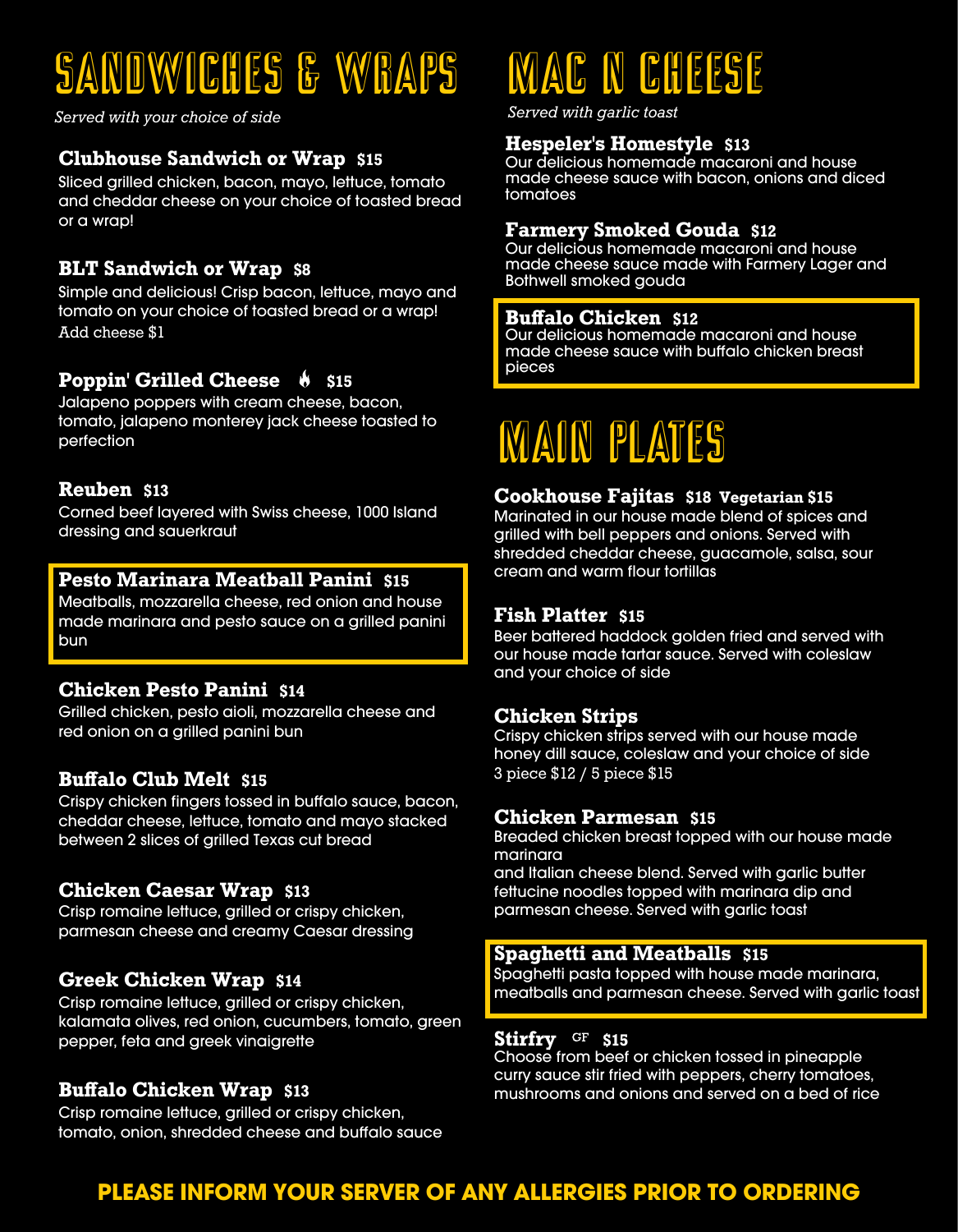# SANDWICHES & WRAPS

*Served with your choice of side*

### Clubhouse Sandwich or Wrap $15

Sliced grilled chicken, bacon, mayo, lettuce, tomato and cheddar cheese on your choice of toasted bread or a wrap!

### BLT Sandwich or Wrap $8

Simple and delicious! Crisp bacon, lettuce, mayo and tomato on your choice of toasted bread or a wrap!
Add cheese $1

### Poppin' Grilled Cheese 🔥 $15

Jalapeno poppers with cream cheese, bacon, tomato, jalapeno monterey jack cheese toasted to perfection

### Reuben $13

Corned beef layered with Swiss cheese, 1000 Island dressing and sauerkraut

### Pesto Marinara Meatball Panini $15

Meatballs, mozzarella cheese, red onion and house made marinara and pesto sauce on a grilled panini bun

### Chicken Pesto Panini $14

Grilled chicken, pesto aioli, mozzarella cheese and red onion on a grilled panini bun

### Buffalo Club Melt $15

Crispy chicken fingers tossed in buffalo sauce, bacon, cheddar cheese, lettuce, tomato and mayo stacked between 2 slices of grilled Texas cut bread

### Chicken Caesar Wrap $13

Crisp romaine lettuce, grilled or crispy chicken, parmesan cheese and creamy Caesar dressing

### Greek Chicken Wrap $14

Crisp romaine lettuce, grilled or crispy chicken, kalamata olives, red onion, cucumbers, tomato, green pepper, feta and greek vinaigrette

### Buffalo Chicken Wrap $13

Crisp romaine lettuce, grilled or crispy chicken, tomato, onion, shredded cheese and buffalo sauce

# MAC N CHEESE

*Served with garlic toast*

### Hespeler's Homestyle $13

Our delicious homemade macaroni and house made cheese sauce with bacon, onions and diced tomatoes

### Farmery Smoked Gouda $12

Our delicious homemade macaroni and house made cheese sauce made with Farmery Lager and Bothwell smoked gouda

### Buffalo Chicken $12

Our delicious homemade macaroni and house made cheese sauce with buffalo chicken breast pieces

# MAIN PLATES

### Cookhouse Fajitas $18 Vegetarian $15

Marinated in our house made blend of spices and grilled with bell peppers and onions. Served with shredded cheddar cheese, guacamole, salsa, sour cream and warm flour tortillas

### Fish Platter $15

Beer battered haddock golden fried and served with our house made tartar sauce. Served with coleslaw and your choice of side

### Chicken Strips

Crispy chicken strips served with our house made honey dill sauce, coleslaw and your choice of side
3 piece $12 / 5 piece $15

### Chicken Parmesan $15

Breaded chicken breast topped with our house made marinara
and Italian cheese blend. Served with garlic butter fettucine noodles topped with marinara dip and parmesan cheese. Served with garlic toast

### Spaghetti and Meatballs $15

Spaghetti pasta topped with house made marinara, meatballs and parmesan cheese. Served with garlic toast

### Stirfry GF $15

Choose from beef or chicken tossed in pineapple curry sauce stir fried with peppers, cherry tomatoes, mushrooms and onions and served on a bed of rice

**PLEASE INFORM YOUR SERVER OF ANY ALLERGIES PRIOR TO ORDERING**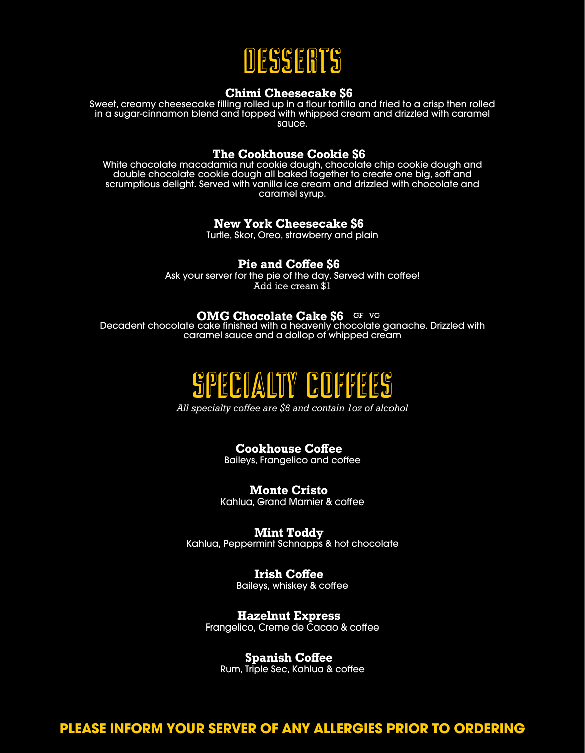# DESSERTS

**Chimi Cheesecake $6**

Sweet, creamy cheesecake filling rolled up in a flour tortilla and fried to a crisp then rolled in a sugar-cinnamon blend and topped with whipped cream and drizzled with caramel sauce.

**The Cookhouse Cookie $6**

White chocolate macadamia nut cookie dough, chocolate chip cookie dough and double chocolate cookie dough all baked together to create one big, soft and scrumptious delight. Served with vanilla ice cream and drizzled with chocolate and caramel syrup.

**New York Cheesecake $6**

Turtle, Skor, Oreo, strawberry and plain

**Pie and Coffee $6**

Ask your server for the pie of the day. Served with coffee!
Add ice cream $1

**OMG Chocolate Cake $6** GF VG

Decadent chocolate cake finished with a heavenly chocolate ganache. Drizzled with caramel sauce and a dollop of whipped cream

# SPECIALTY COFFEES

*All specialty coffee are $6 and contain 1oz of alcohol*

**Cookhouse Coffee**

Baileys, Frangelico and coffee

**Monte Cristo**

Kahlua, Grand Marnier & coffee

**Mint Toddy**

Kahlua, Peppermint Schnapps & hot chocolate

**Irish Coffee**

Baileys, whiskey & coffee

**Hazelnut Express**

Frangelico, Creme de Cacao & coffee

**Spanish Coffee**

Rum, Triple Sec, Kahlua & coffee

**PLEASE INFORM YOUR SERVER OF ANY ALLERGIES PRIOR TO ORDERING**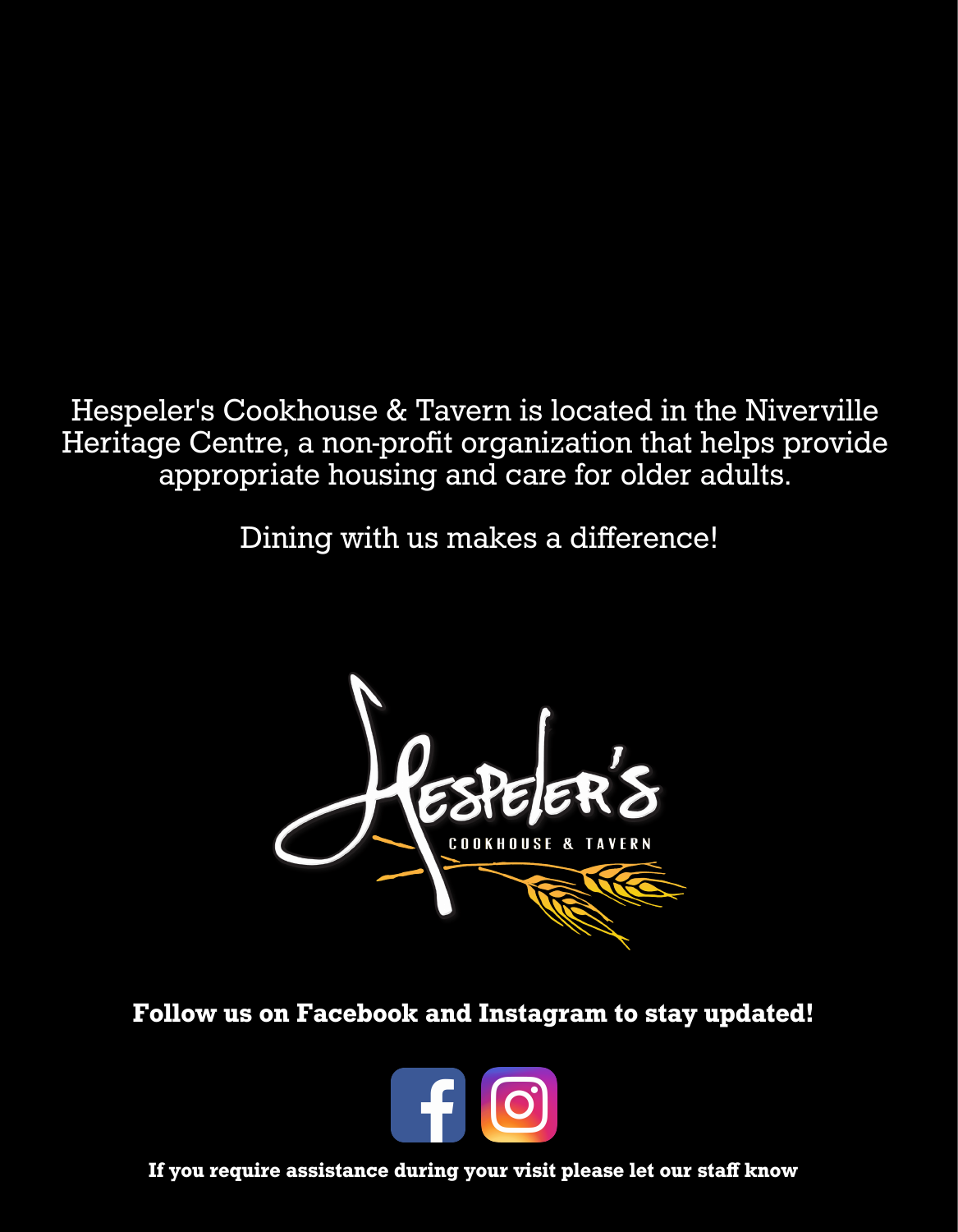Hespeler's Cookhouse & Tavern is located in the Niverville Heritage Centre, a non-profit organization that helps provide appropriate housing and care for older adults.

Dining with us makes a difference!

Hespeler's

COOKHOUSE & TAVERN

**Follow us on Facebook and Instagram to stay updated!**

**If you require assistance during your visit please let our staff know**